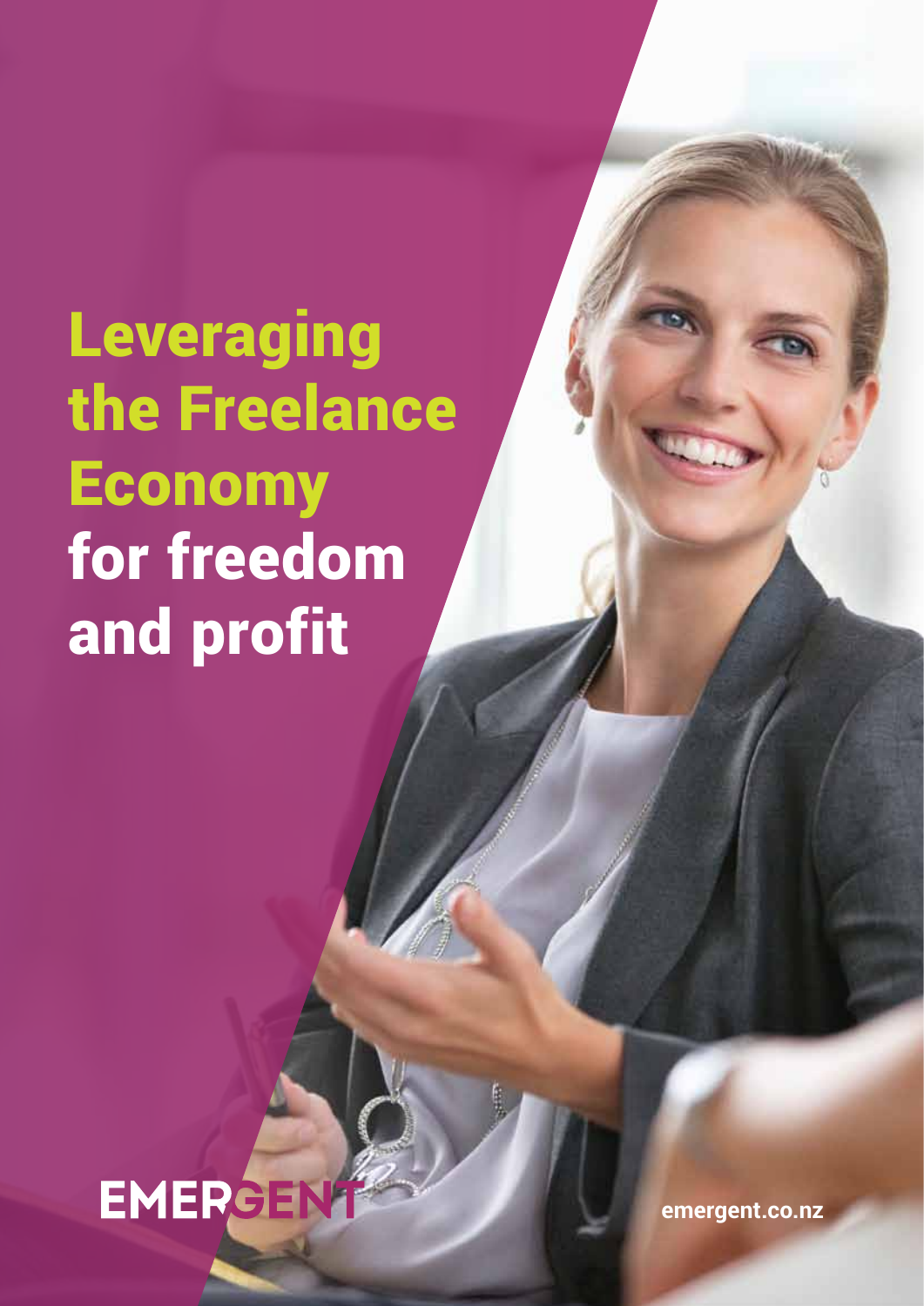# Leveraging the Freelance Economy for freedom and profit

EMERGENT

emergent.co.nz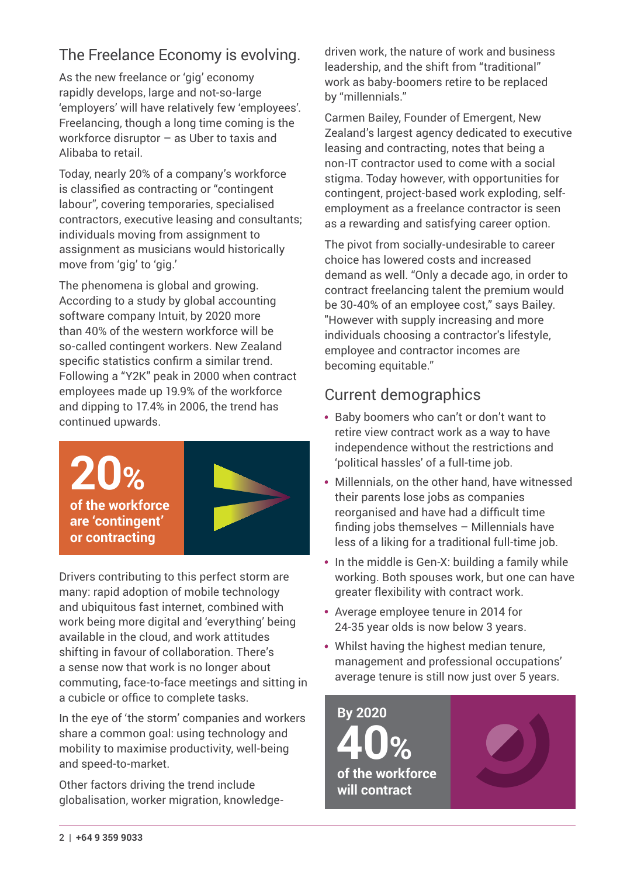## The Freelance Economy is evolving.

As the new freelance or 'gig' economy rapidly develops, large and not-so-large 'employers' will have relatively few 'employees'. Freelancing, though a long time coming is the workforce disruptor – as Uber to taxis and Alibaba to retail.

Today, nearly 20% of a company's workforce is classified as contracting or "contingent labour", covering temporaries, specialised contractors, executive leasing and consultants; individuals moving from assignment to assignment as musicians would historically move from 'gig' to 'gig.'

The phenomena is global and growing. According to a study by global accounting software company Intuit, by 2020 more than 40% of the western workforce will be so-called contingent workers. New Zealand specific statistics confirm a similar trend. Following a "Y2K" peak in 2000 when contract employees made up 19.9% of the workforce and dipping to 17.4% in 2006, the trend has continued upwards.

**20%**
**of the workforce are 'contingent' or contracting**

Drivers contributing to this perfect storm are many: rapid adoption of mobile technology and ubiquitous fast internet, combined with work being more digital and 'everything' being available in the cloud, and work attitudes shifting in favour of collaboration. There's a sense now that work is no longer about commuting, face-to-face meetings and sitting in a cubicle or office to complete tasks.

In the eye of 'the storm' companies and workers share a common goal: using technology and mobility to maximise productivity, well-being and speed-to-market.

Other factors driving the trend include globalisation, worker migration, knowledge-driven work, the nature of work and business leadership, and the shift from "traditional" work as baby-boomers retire to be replaced by "millennials."

Carmen Bailey, Founder of Emergent, New Zealand's largest agency dedicated to executive leasing and contracting, notes that being a non-IT contractor used to come with a social stigma. Today however, with opportunities for contingent, project-based work exploding, self-employment as a freelance contractor is seen as a rewarding and satisfying career option.

The pivot from socially-undesirable to career choice has lowered costs and increased demand as well. "Only a decade ago, in order to contract freelancing talent the premium would be 30-40% of an employee cost," says Bailey. "However with supply increasing and more individuals choosing a contractor's lifestyle, employee and contractor incomes are becoming equitable."

## Current demographics

- Baby boomers who can't or don't want to retire view contract work as a way to have independence without the restrictions and 'political hassles' of a full-time job.
- Millennials, on the other hand, have witnessed their parents lose jobs as companies reorganised and have had a difficult time finding jobs themselves – Millennials have less of a liking for a traditional full-time job.
- In the middle is Gen-X: building a family while working. Both spouses work, but one can have greater flexibility with contract work.
- Average employee tenure in 2014 for 24-35 year olds is now below 3 years.
- Whilst having the highest median tenure, management and professional occupations' average tenure is still now just over 5 years.

**By 2020**
**40%**
**of the workforce will contract**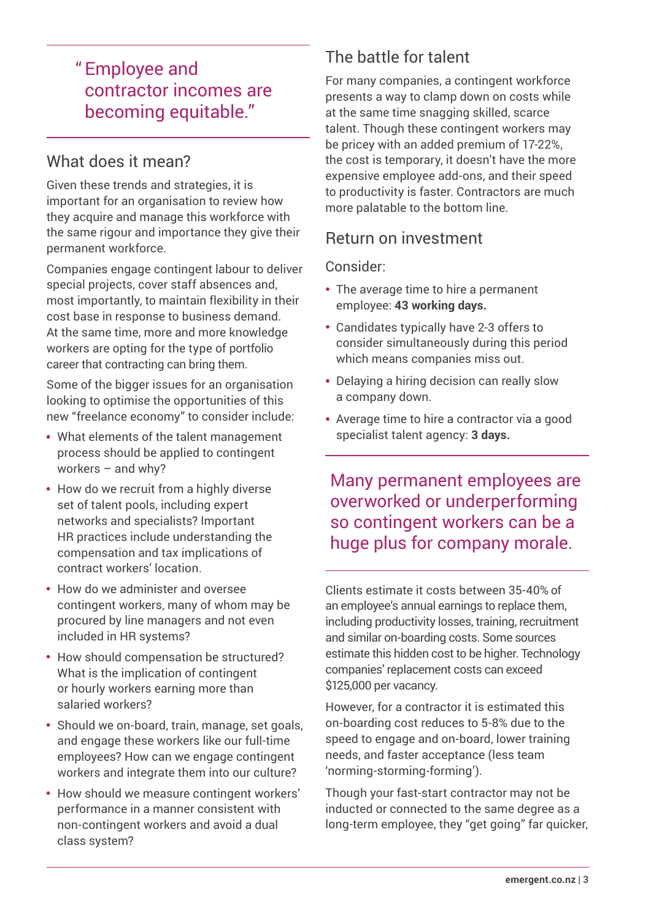> "Employee and contractor incomes are becoming equitable."

## What does it mean?

Given these trends and strategies, it is important for an organisation to review how they acquire and manage this workforce with the same rigour and importance they give their permanent workforce.

Companies engage contingent labour to deliver special projects, cover staff absences and, most importantly, to maintain flexibility in their cost base in response to business demand. At the same time, more and more knowledge workers are opting for the type of portfolio career that contracting can bring them.

Some of the bigger issues for an organisation looking to optimise the opportunities of this new "freelance economy" to consider include:

- What elements of the talent management process should be applied to contingent workers – and why?
- How do we recruit from a highly diverse set of talent pools, including expert networks and specialists? Important HR practices include understanding the compensation and tax implications of contract workers' location.
- How do we administer and oversee contingent workers, many of whom may be procured by line managers and not even included in HR systems?
- How should compensation be structured? What is the implication of contingent or hourly workers earning more than salaried workers?
- Should we on-board, train, manage, set goals, and engage these workers like our full-time employees? How can we engage contingent workers and integrate them into our culture?
- How should we measure contingent workers' performance in a manner consistent with non-contingent workers and avoid a dual class system?

## The battle for talent

For many companies, a contingent workforce presents a way to clamp down on costs while at the same time snagging skilled, scarce talent. Though these contingent workers may be pricey with an added premium of 17-22%, the cost is temporary, it doesn't have the more expensive employee add-ons, and their speed to productivity is faster. Contractors are much more palatable to the bottom line.

## Return on investment

Consider:

- The average time to hire a permanent employee: **43 working days.**
- Candidates typically have 2-3 offers to consider simultaneously during this period which means companies miss out.
- Delaying a hiring decision can really slow a company down.
- Average time to hire a contractor via a good specialist talent agency: **3 days.**

> Many permanent employees are overworked or underperforming so contingent workers can be a huge plus for company morale.

Clients estimate it costs between 35-40% of an employee's annual earnings to replace them, including productivity losses, training, recruitment and similar on-boarding costs. Some sources estimate this hidden cost to be higher. Technology companies' replacement costs can exceed $125,000 per vacancy.

However, for a contractor it is estimated this on-boarding cost reduces to 5-8% due to the speed to engage and on-board, lower training needs, and faster acceptance (less team 'norming-storming-forming').

Though your fast-start contractor may not be inducted or connected to the same degree as a long-term employee, they "get going" far quicker,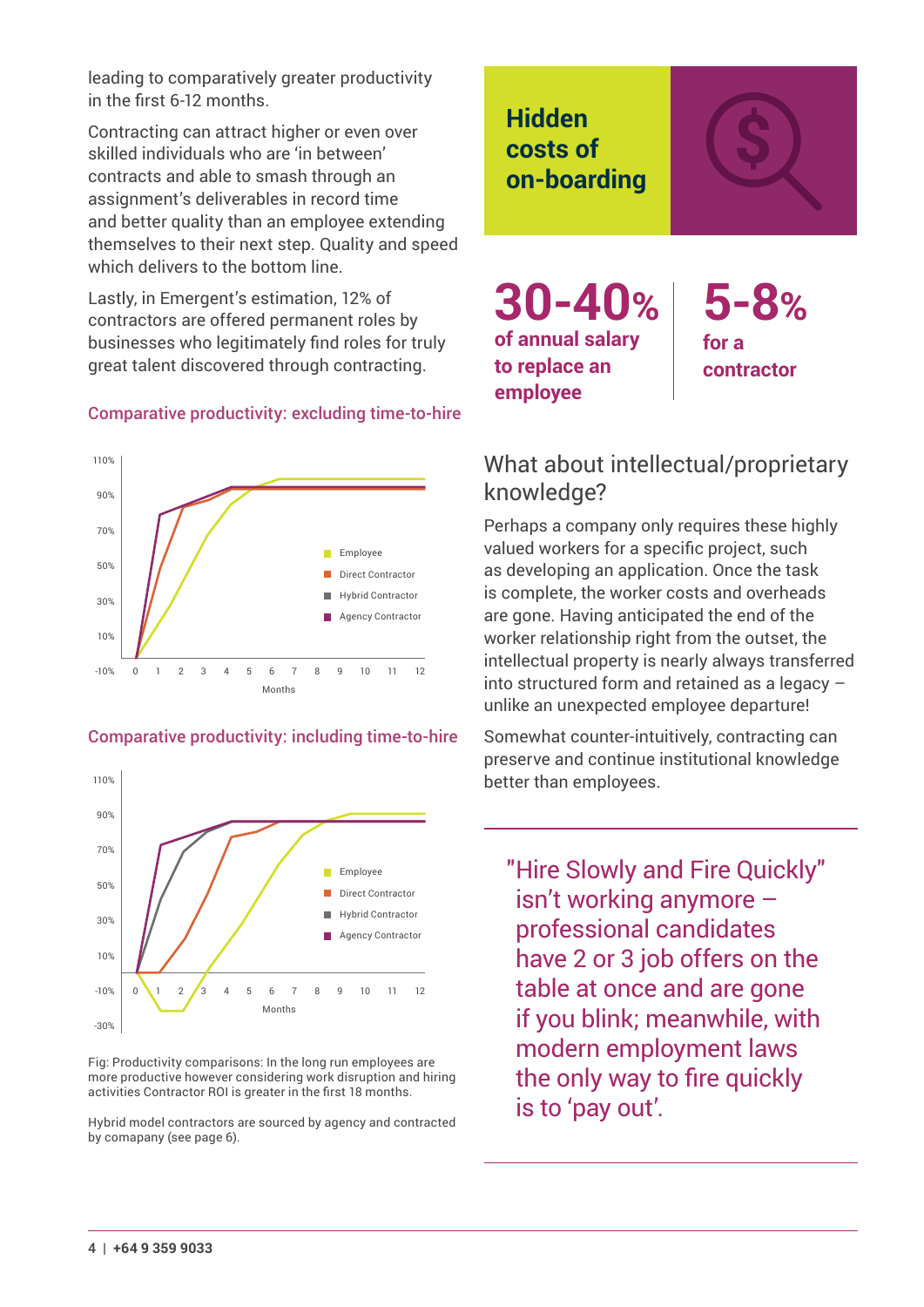leading to comparatively greater productivity in the first 6-12 months.

Contracting can attract higher or even over skilled individuals who are 'in between' contracts and able to smash through an assignment's deliverables in record time and better quality than an employee extending themselves to their next step. Quality and speed which delivers to the bottom line.

Lastly, in Emergent's estimation, 12% of contractors are offered permanent roles by businesses who legitimately find roles for truly great talent discovered through contracting.

### Comparative productivity: excluding time-to-hire

### Comparative productivity: including time-to-hire

Fig: Productivity comparisons: In the long run employees are more productive however considering work disruption and hiring activities Contractor ROI is greater in the first 18 months.

Hybrid model contractors are sourced by agency and contracted by comapany (see page 6).

## Hidden costs of on-boarding

**30-40%** of annual salary to replace an employee

**5-8%** for a contractor

## What about intellectual/proprietary knowledge?

Perhaps a company only requires these highly valued workers for a specific project, such as developing an application. Once the task is complete, the worker costs and overheads are gone. Having anticipated the end of the worker relationship right from the outset, the intellectual property is nearly always transferred into structured form and retained as a legacy – unlike an unexpected employee departure!

Somewhat counter-intuitively, contracting can preserve and continue institutional knowledge better than employees.

> "Hire Slowly and Fire Quickly" isn't working anymore – professional candidates have 2 or 3 job offers on the table at once and are gone if you blink; meanwhile, with modern employment laws the only way to fire quickly is to 'pay out'.

4 | +64 9 359 9033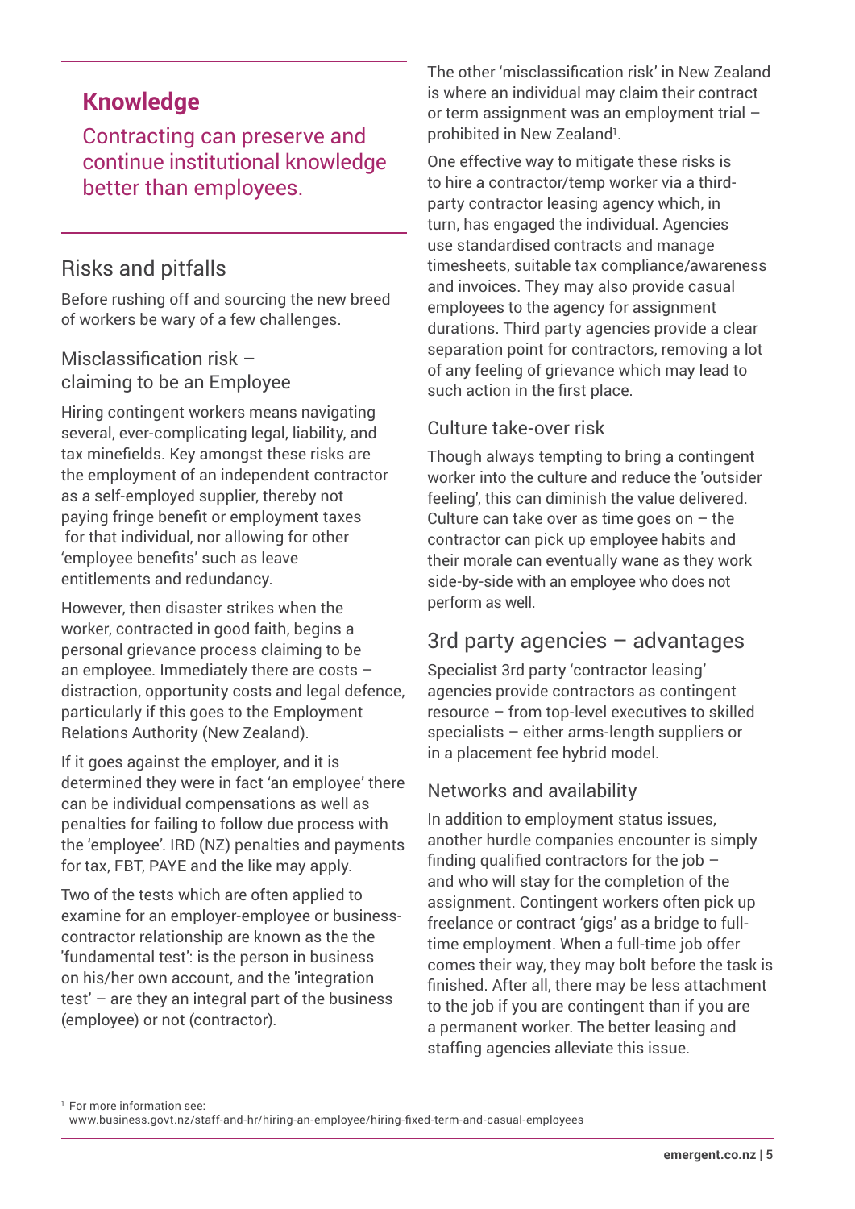## Knowledge

Contracting can preserve and continue institutional knowledge better than employees.

## Risks and pitfalls

Before rushing off and sourcing the new breed of workers be wary of a few challenges.

### Misclassification risk – claiming to be an Employee

Hiring contingent workers means navigating several, ever-complicating legal, liability, and tax minefields. Key amongst these risks are the employment of an independent contractor as a self-employed supplier, thereby not paying fringe benefit or employment taxes for that individual, nor allowing for other 'employee benefits' such as leave entitlements and redundancy.

However, then disaster strikes when the worker, contracted in good faith, begins a personal grievance process claiming to be an employee. Immediately there are costs – distraction, opportunity costs and legal defence, particularly if this goes to the Employment Relations Authority (New Zealand).

If it goes against the employer, and it is determined they were in fact 'an employee' there can be individual compensations as well as penalties for failing to follow due process with the 'employee'. IRD (NZ) penalties and payments for tax, FBT, PAYE and the like may apply.

Two of the tests which are often applied to examine for an employer-employee or business-contractor relationship are known as the the 'fundamental test': is the person in business on his/her own account, and the 'integration test' – are they an integral part of the business (employee) or not (contractor).

The other 'misclassification risk' in New Zealand is where an individual may claim their contract or term assignment was an employment trial – prohibited in New Zealand[1].

One effective way to mitigate these risks is to hire a contractor/temp worker via a third-party contractor leasing agency which, in turn, has engaged the individual. Agencies use standardised contracts and manage timesheets, suitable tax compliance/awareness and invoices. They may also provide casual employees to the agency for assignment durations. Third party agencies provide a clear separation point for contractors, removing a lot of any feeling of grievance which may lead to such action in the first place.

### Culture take-over risk

Though always tempting to bring a contingent worker into the culture and reduce the 'outsider feeling', this can diminish the value delivered. Culture can take over as time goes on – the contractor can pick up employee habits and their morale can eventually wane as they work side-by-side with an employee who does not perform as well.

## 3rd party agencies – advantages

Specialist 3rd party 'contractor leasing' agencies provide contractors as contingent resource – from top-level executives to skilled specialists – either arms-length suppliers or in a placement fee hybrid model.

### Networks and availability

In addition to employment status issues, another hurdle companies encounter is simply finding qualified contractors for the job – and who will stay for the completion of the assignment. Contingent workers often pick up freelance or contract 'gigs' as a bridge to full-time employment. When a full-time job offer comes their way, they may bolt before the task is finished. After all, there may be less attachment to the job if you are contingent than if you are a permanent worker. The better leasing and staffing agencies alleviate this issue.

[1] For more information see: www.business.govt.nz/staff-and-hr/hiring-an-employee/hiring-fixed-term-and-casual-employees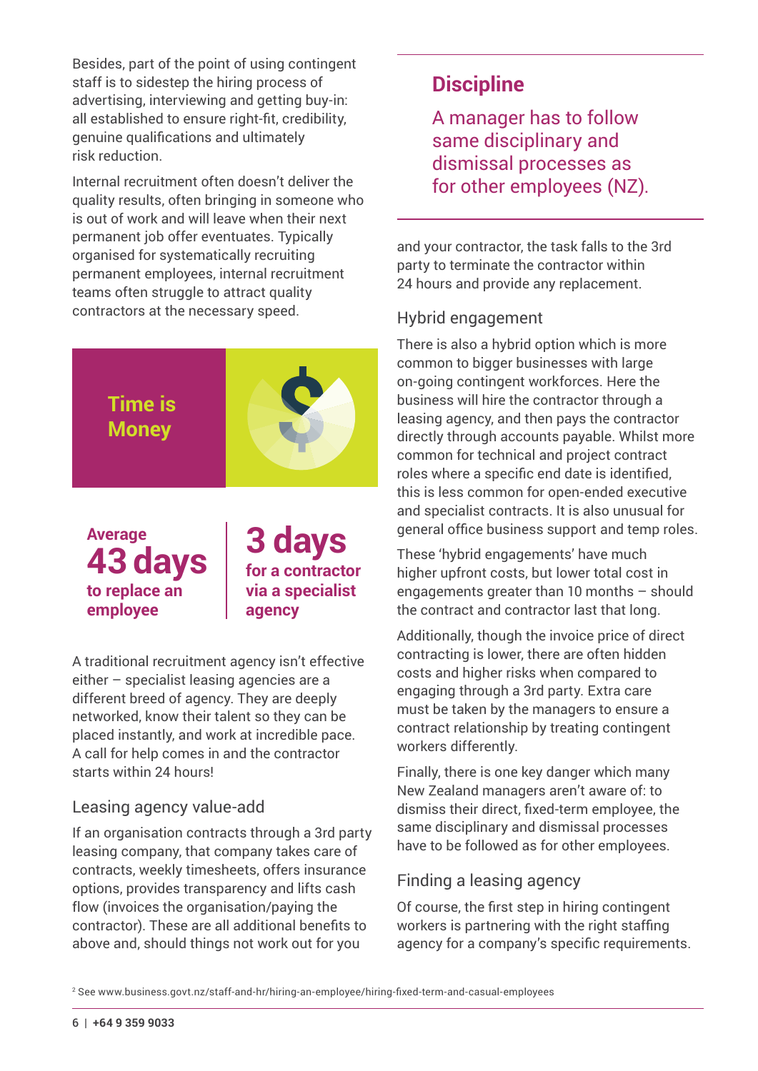Besides, part of the point of using contingent staff is to sidestep the hiring process of advertising, interviewing and getting buy-in: all established to ensure right-fit, credibility, genuine qualifications and ultimately risk reduction.

Internal recruitment often doesn't deliver the quality results, often bringing in someone who is out of work and will leave when their next permanent job offer eventuates. Typically organised for systematically recruiting permanent employees, internal recruitment teams often struggle to attract quality contractors at the necessary speed.

**Time is Money**

**Average 43 days to replace an employee**

**3 days for a contractor via a specialist agency**

A traditional recruitment agency isn't effective either – specialist leasing agencies are a different breed of agency. They are deeply networked, know their talent so they can be placed instantly, and work at incredible pace. A call for help comes in and the contractor starts within 24 hours!

### Leasing agency value-add

If an organisation contracts through a 3rd party leasing company, that company takes care of contracts, weekly timesheets, offers insurance options, provides transparency and lifts cash flow (invoices the organisation/paying the contractor). These are all additional benefits to above and, should things not work out for you and your contractor, the task falls to the 3rd party to terminate the contractor within 24 hours and provide any replacement.

> **Discipline**
>
> A manager has to follow same disciplinary and dismissal processes as for other employees (NZ).

### Hybrid engagement

There is also a hybrid option which is more common to bigger businesses with large on-going contingent workforces. Here the business will hire the contractor through a leasing agency, and then pays the contractor directly through accounts payable. Whilst more common for technical and project contract roles where a specific end date is identified, this is less common for open-ended executive and specialist contracts. It is also unusual for general office business support and temp roles.

These 'hybrid engagements' have much higher upfront costs, but lower total cost in engagements greater than 10 months – should the contract and contractor last that long.

Additionally, though the invoice price of direct contracting is lower, there are often hidden costs and higher risks when compared to engaging through a 3rd party. Extra care must be taken by the managers to ensure a contract relationship by treating contingent workers differently.

Finally, there is one key danger which many New Zealand managers aren't aware of: to dismiss their direct, fixed-term employee, the same disciplinary and dismissal processes have to be followed as for other employees.

### Finding a leasing agency

Of course, the first step in hiring contingent workers is partnering with the right staffing agency for a company's specific requirements.

[2] See www.business.govt.nz/staff-and-hr/hiring-an-employee/hiring-fixed-term-and-casual-employees

+64 9 359 9033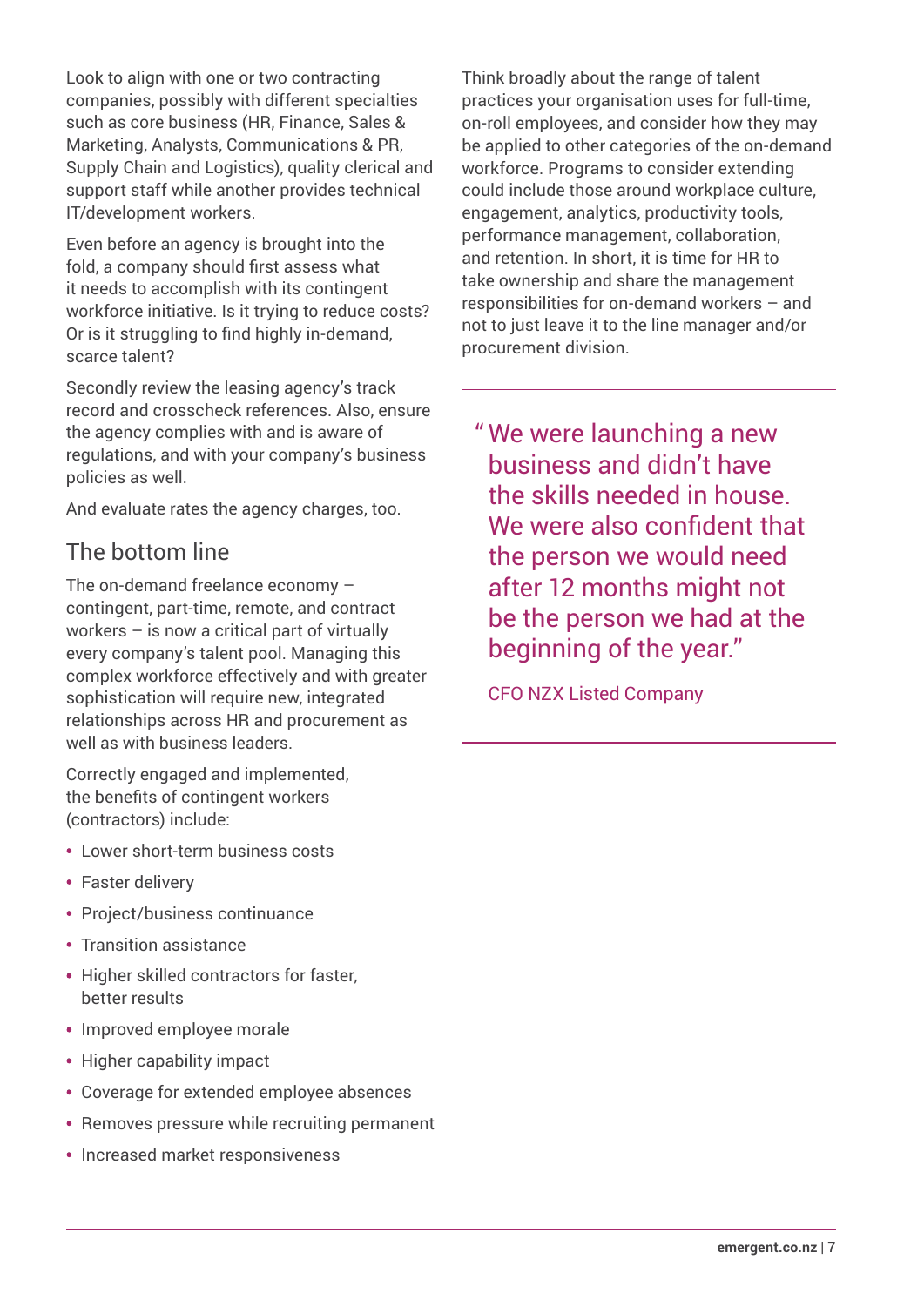Look to align with one or two contracting companies, possibly with different specialties such as core business (HR, Finance, Sales & Marketing, Analysts, Communications & PR, Supply Chain and Logistics), quality clerical and support staff while another provides technical IT/development workers.

Even before an agency is brought into the fold, a company should first assess what it needs to accomplish with its contingent workforce initiative. Is it trying to reduce costs? Or is it struggling to find highly in-demand, scarce talent?

Secondly review the leasing agency's track record and crosscheck references. Also, ensure the agency complies with and is aware of regulations, and with your company's business policies as well.

And evaluate rates the agency charges, too.

## The bottom line

The on-demand freelance economy – contingent, part-time, remote, and contract workers – is now a critical part of virtually every company's talent pool. Managing this complex workforce effectively and with greater sophistication will require new, integrated relationships across HR and procurement as well as with business leaders.

Correctly engaged and implemented, the benefits of contingent workers (contractors) include:

- Lower short-term business costs
- Faster delivery
- Project/business continuance
- Transition assistance
- Higher skilled contractors for faster, better results
- Improved employee morale
- Higher capability impact
- Coverage for extended employee absences
- Removes pressure while recruiting permanent
- Increased market responsiveness

Think broadly about the range of talent practices your organisation uses for full-time, on-roll employees, and consider how they may be applied to other categories of the on-demand workforce. Programs to consider extending could include those around workplace culture, engagement, analytics, productivity tools, performance management, collaboration, and retention. In short, it is time for HR to take ownership and share the management responsibilities for on-demand workers – and not to just leave it to the line manager and/or procurement division.

> "We were launching a new business and didn't have the skills needed in house. We were also confident that the person we would need after 12 months might not be the person we had at the beginning of the year."
>
> CFO NZX Listed Company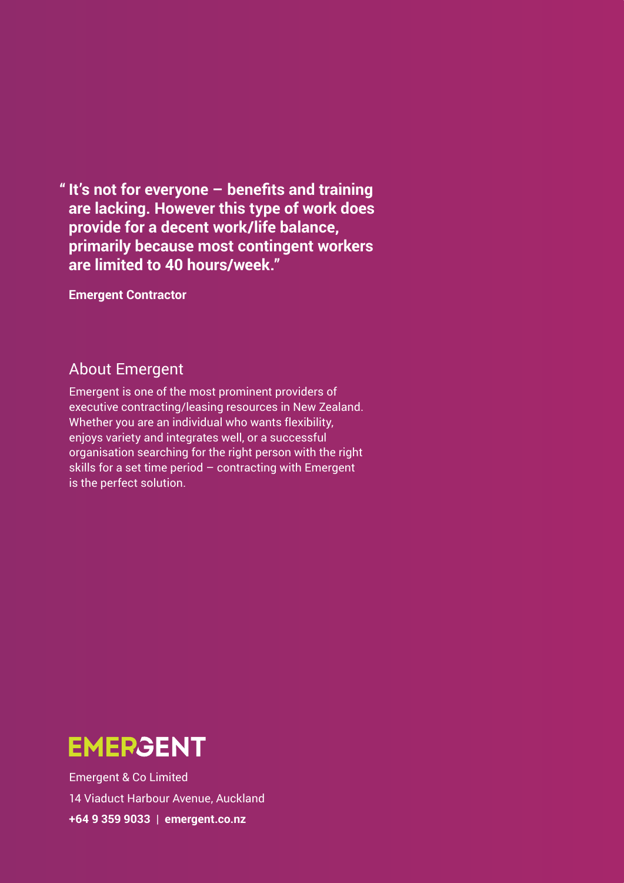> "It's not for everyone – benefits and training are lacking. However this type of work does provide for a decent work/life balance, primarily because most contingent workers are limited to 40 hours/week."

**Emergent Contractor**

## About Emergent

Emergent is one of the most prominent providers of executive contracting/leasing resources in New Zealand. Whether you are an individual who wants flexibility, enjoys variety and integrates well, or a successful organisation searching for the right person with the right skills for a set time period – contracting with Emergent is the perfect solution.

EMERGENT

Emergent & Co Limited
14 Viaduct Harbour Avenue, Auckland
**+64 9 359 9033** | **emergent.co.nz**